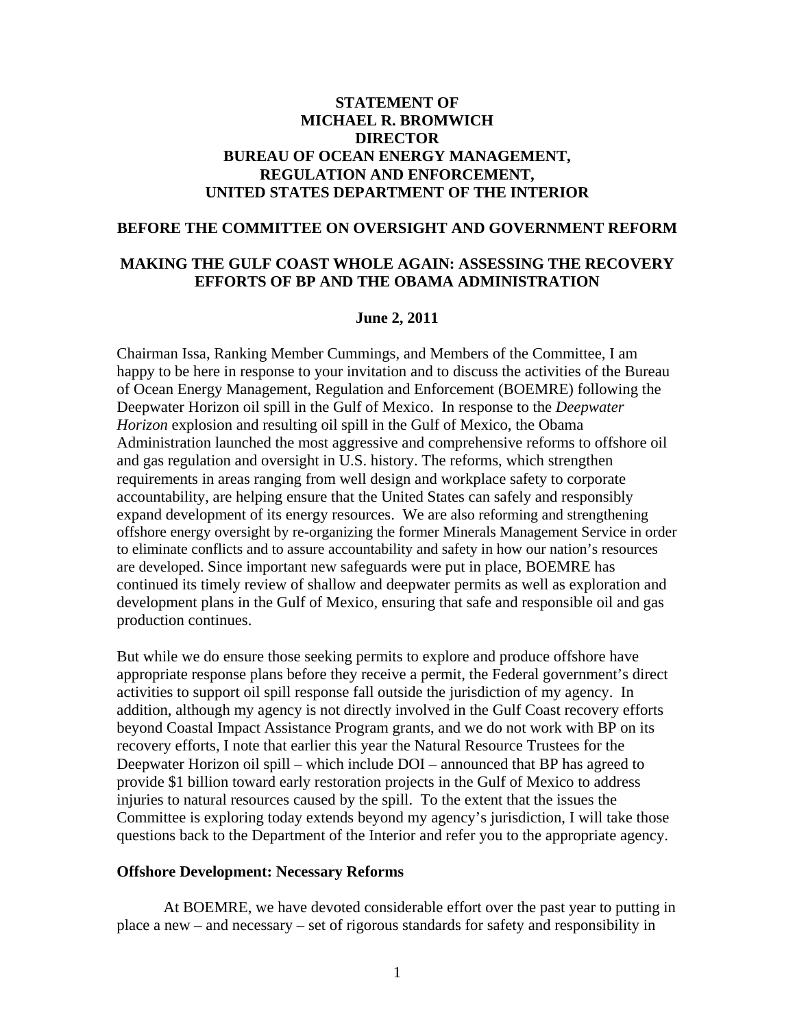**STATEMENT OF**
**MICHAEL R. BROMWICH**
**DIRECTOR**
**BUREAU OF OCEAN ENERGY MANAGEMENT,**
**REGULATION AND ENFORCEMENT,**
**UNITED STATES DEPARTMENT OF THE INTERIOR**

**BEFORE THE COMMITTEE ON OVERSIGHT AND GOVERNMENT REFORM**

**MAKING THE GULF COAST WHOLE AGAIN: ASSESSING THE RECOVERY EFFORTS OF BP AND THE OBAMA ADMINISTRATION**

**June 2, 2011**

Chairman Issa, Ranking Member Cummings, and Members of the Committee, I am happy to be here in response to your invitation and to discuss the activities of the Bureau of Ocean Energy Management, Regulation and Enforcement (BOEMRE) following the Deepwater Horizon oil spill in the Gulf of Mexico. In response to the *Deepwater Horizon* explosion and resulting oil spill in the Gulf of Mexico, the Obama Administration launched the most aggressive and comprehensive reforms to offshore oil and gas regulation and oversight in U.S. history. The reforms, which strengthen requirements in areas ranging from well design and workplace safety to corporate accountability, are helping ensure that the United States can safely and responsibly expand development of its energy resources. We are also reforming and strengthening offshore energy oversight by re-organizing the former Minerals Management Service in order to eliminate conflicts and to assure accountability and safety in how our nation's resources are developed. Since important new safeguards were put in place, BOEMRE has continued its timely review of shallow and deepwater permits as well as exploration and development plans in the Gulf of Mexico, ensuring that safe and responsible oil and gas production continues.

But while we do ensure those seeking permits to explore and produce offshore have appropriate response plans before they receive a permit, the Federal government's direct activities to support oil spill response fall outside the jurisdiction of my agency. In addition, although my agency is not directly involved in the Gulf Coast recovery efforts beyond Coastal Impact Assistance Program grants, and we do not work with BP on its recovery efforts, I note that earlier this year the Natural Resource Trustees for the Deepwater Horizon oil spill – which include DOI – announced that BP has agreed to provide $1 billion toward early restoration projects in the Gulf of Mexico to address injuries to natural resources caused by the spill. To the extent that the issues the Committee is exploring today extends beyond my agency's jurisdiction, I will take those questions back to the Department of the Interior and refer you to the appropriate agency.

**Offshore Development: Necessary Reforms**

At BOEMRE, we have devoted considerable effort over the past year to putting in place a new – and necessary – set of rigorous standards for safety and responsibility in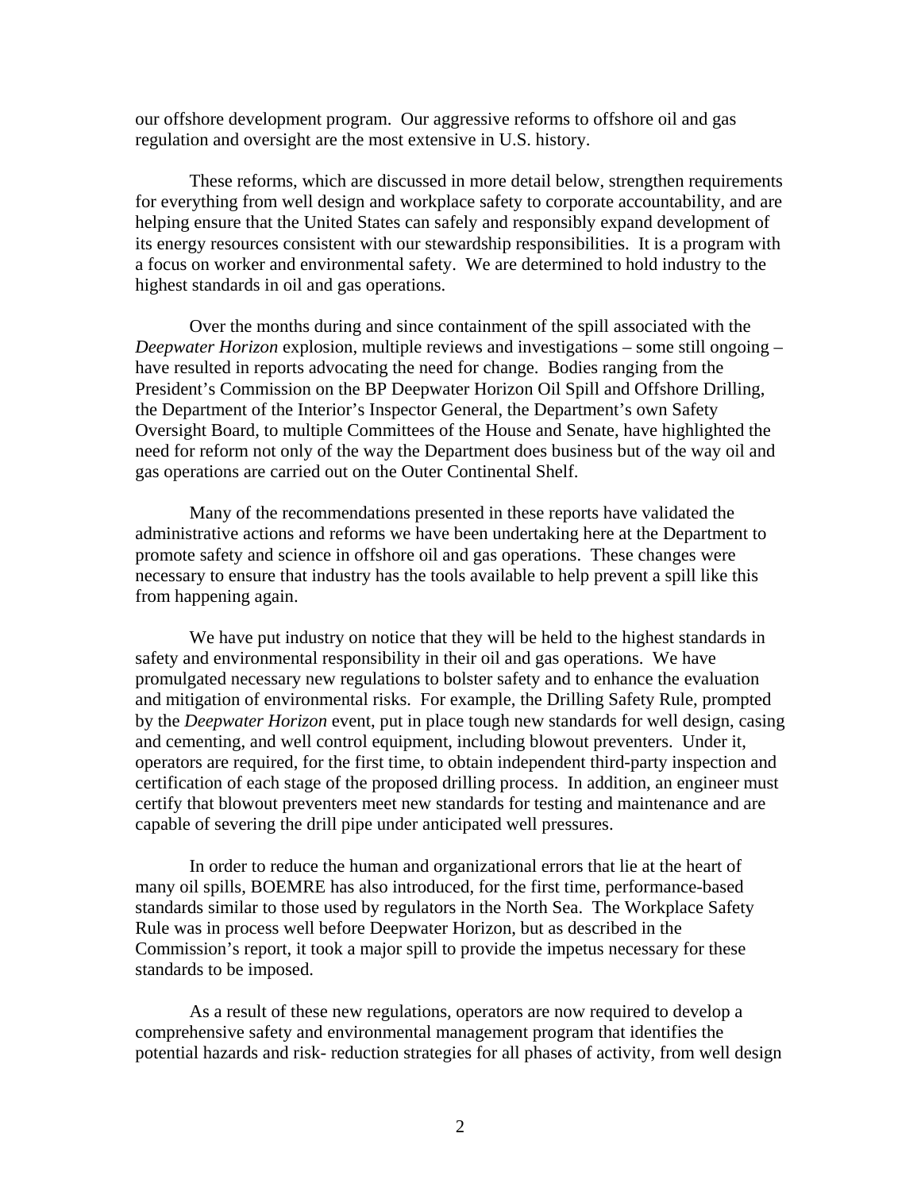our offshore development program. Our aggressive reforms to offshore oil and gas regulation and oversight are the most extensive in U.S. history.

These reforms, which are discussed in more detail below, strengthen requirements for everything from well design and workplace safety to corporate accountability, and are helping ensure that the United States can safely and responsibly expand development of its energy resources consistent with our stewardship responsibilities. It is a program with a focus on worker and environmental safety. We are determined to hold industry to the highest standards in oil and gas operations.

Over the months during and since containment of the spill associated with the *Deepwater Horizon* explosion, multiple reviews and investigations – some still ongoing – have resulted in reports advocating the need for change. Bodies ranging from the President's Commission on the BP Deepwater Horizon Oil Spill and Offshore Drilling, the Department of the Interior's Inspector General, the Department's own Safety Oversight Board, to multiple Committees of the House and Senate, have highlighted the need for reform not only of the way the Department does business but of the way oil and gas operations are carried out on the Outer Continental Shelf.

Many of the recommendations presented in these reports have validated the administrative actions and reforms we have been undertaking here at the Department to promote safety and science in offshore oil and gas operations. These changes were necessary to ensure that industry has the tools available to help prevent a spill like this from happening again.

We have put industry on notice that they will be held to the highest standards in safety and environmental responsibility in their oil and gas operations. We have promulgated necessary new regulations to bolster safety and to enhance the evaluation and mitigation of environmental risks. For example, the Drilling Safety Rule, prompted by the *Deepwater Horizon* event, put in place tough new standards for well design, casing and cementing, and well control equipment, including blowout preventers. Under it, operators are required, for the first time, to obtain independent third-party inspection and certification of each stage of the proposed drilling process. In addition, an engineer must certify that blowout preventers meet new standards for testing and maintenance and are capable of severing the drill pipe under anticipated well pressures.

In order to reduce the human and organizational errors that lie at the heart of many oil spills, BOEMRE has also introduced, for the first time, performance-based standards similar to those used by regulators in the North Sea. The Workplace Safety Rule was in process well before Deepwater Horizon, but as described in the Commission's report, it took a major spill to provide the impetus necessary for these standards to be imposed.

As a result of these new regulations, operators are now required to develop a comprehensive safety and environmental management program that identifies the potential hazards and risk- reduction strategies for all phases of activity, from well design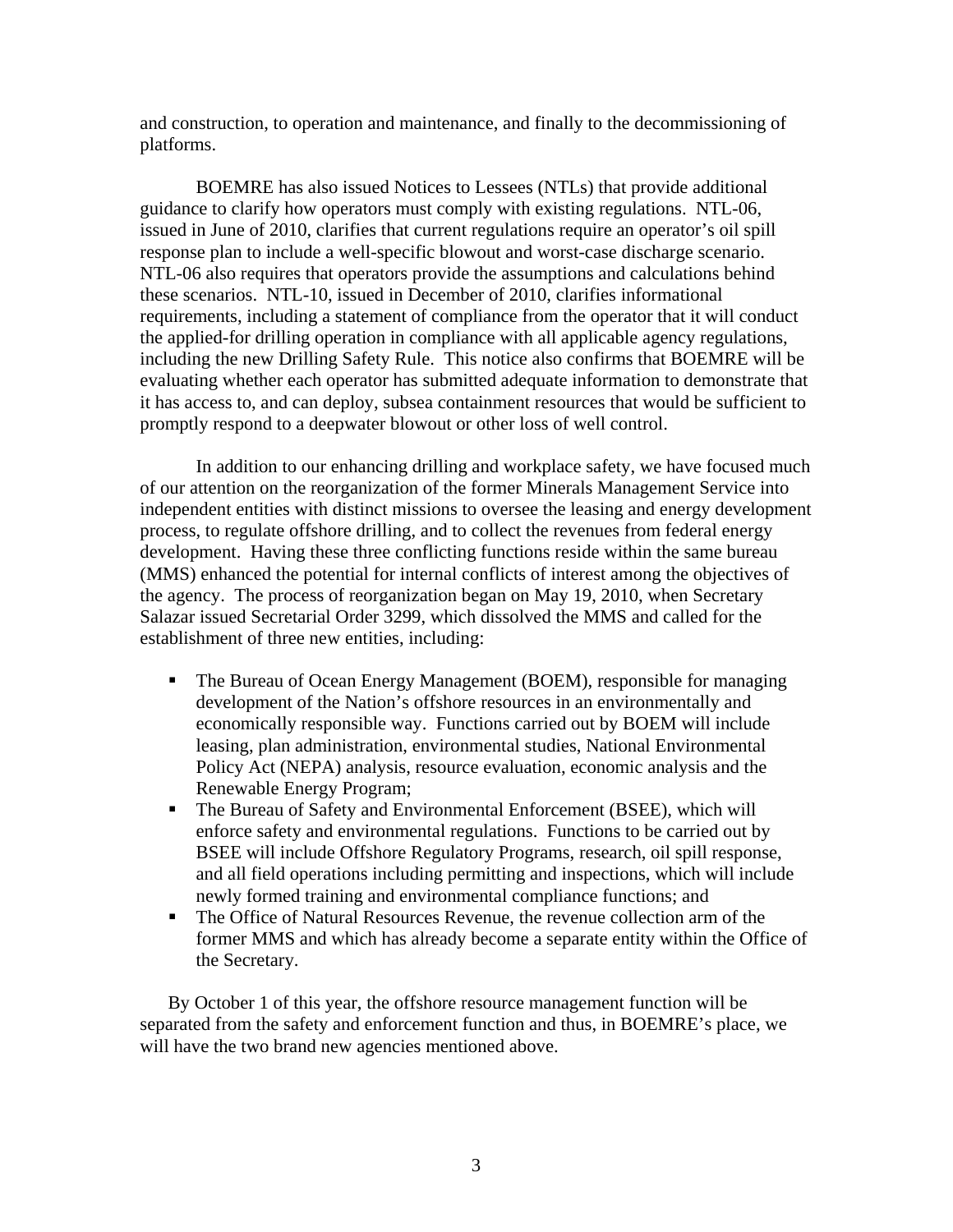and construction, to operation and maintenance, and finally to the decommissioning of platforms.

BOEMRE has also issued Notices to Lessees (NTLs) that provide additional guidance to clarify how operators must comply with existing regulations. NTL-06, issued in June of 2010, clarifies that current regulations require an operator's oil spill response plan to include a well-specific blowout and worst-case discharge scenario. NTL-06 also requires that operators provide the assumptions and calculations behind these scenarios. NTL-10, issued in December of 2010, clarifies informational requirements, including a statement of compliance from the operator that it will conduct the applied-for drilling operation in compliance with all applicable agency regulations, including the new Drilling Safety Rule. This notice also confirms that BOEMRE will be evaluating whether each operator has submitted adequate information to demonstrate that it has access to, and can deploy, subsea containment resources that would be sufficient to promptly respond to a deepwater blowout or other loss of well control.

In addition to our enhancing drilling and workplace safety, we have focused much of our attention on the reorganization of the former Minerals Management Service into independent entities with distinct missions to oversee the leasing and energy development process, to regulate offshore drilling, and to collect the revenues from federal energy development. Having these three conflicting functions reside within the same bureau (MMS) enhanced the potential for internal conflicts of interest among the objectives of the agency. The process of reorganization began on May 19, 2010, when Secretary Salazar issued Secretarial Order 3299, which dissolved the MMS and called for the establishment of three new entities, including:

- The Bureau of Ocean Energy Management (BOEM), responsible for managing development of the Nation's offshore resources in an environmentally and economically responsible way. Functions carried out by BOEM will include leasing, plan administration, environmental studies, National Environmental Policy Act (NEPA) analysis, resource evaluation, economic analysis and the Renewable Energy Program;
- The Bureau of Safety and Environmental Enforcement (BSEE), which will enforce safety and environmental regulations. Functions to be carried out by BSEE will include Offshore Regulatory Programs, research, oil spill response, and all field operations including permitting and inspections, which will include newly formed training and environmental compliance functions; and
- The Office of Natural Resources Revenue, the revenue collection arm of the former MMS and which has already become a separate entity within the Office of the Secretary.

By October 1 of this year, the offshore resource management function will be separated from the safety and enforcement function and thus, in BOEMRE's place, we will have the two brand new agencies mentioned above.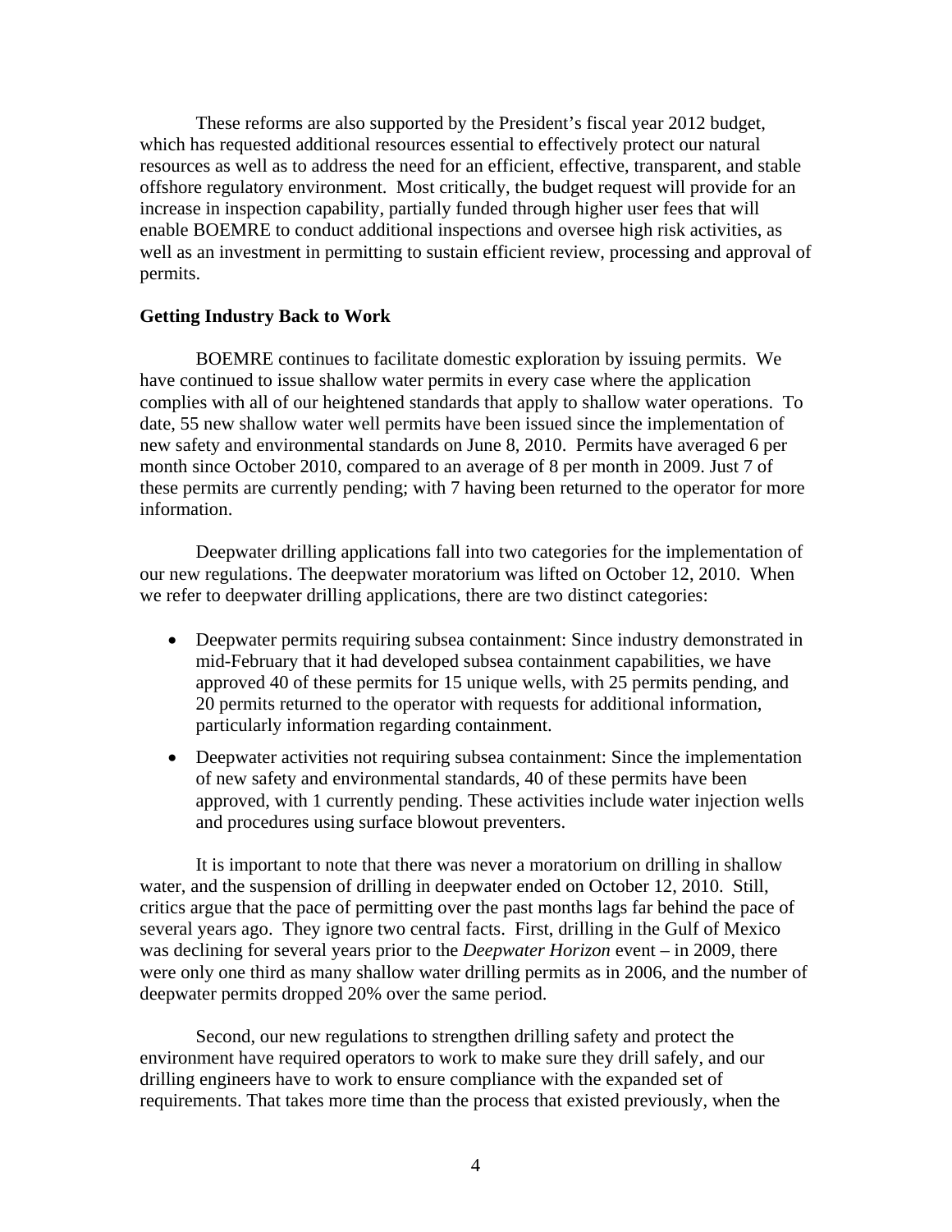These reforms are also supported by the President's fiscal year 2012 budget, which has requested additional resources essential to effectively protect our natural resources as well as to address the need for an efficient, effective, transparent, and stable offshore regulatory environment. Most critically, the budget request will provide for an increase in inspection capability, partially funded through higher user fees that will enable BOEMRE to conduct additional inspections and oversee high risk activities, as well as an investment in permitting to sustain efficient review, processing and approval of permits.

**Getting Industry Back to Work**

BOEMRE continues to facilitate domestic exploration by issuing permits. We have continued to issue shallow water permits in every case where the application complies with all of our heightened standards that apply to shallow water operations. To date, 55 new shallow water well permits have been issued since the implementation of new safety and environmental standards on June 8, 2010. Permits have averaged 6 per month since October 2010, compared to an average of 8 per month in 2009. Just 7 of these permits are currently pending; with 7 having been returned to the operator for more information.

Deepwater drilling applications fall into two categories for the implementation of our new regulations. The deepwater moratorium was lifted on October 12, 2010. When we refer to deepwater drilling applications, there are two distinct categories:

- Deepwater permits requiring subsea containment: Since industry demonstrated in mid-February that it had developed subsea containment capabilities, we have approved 40 of these permits for 15 unique wells, with 25 permits pending, and 20 permits returned to the operator with requests for additional information, particularly information regarding containment.
- Deepwater activities not requiring subsea containment: Since the implementation of new safety and environmental standards, 40 of these permits have been approved, with 1 currently pending. These activities include water injection wells and procedures using surface blowout preventers.

It is important to note that there was never a moratorium on drilling in shallow water, and the suspension of drilling in deepwater ended on October 12, 2010. Still, critics argue that the pace of permitting over the past months lags far behind the pace of several years ago. They ignore two central facts. First, drilling in the Gulf of Mexico was declining for several years prior to the *Deepwater Horizon* event – in 2009, there were only one third as many shallow water drilling permits as in 2006, and the number of deepwater permits dropped 20% over the same period.

Second, our new regulations to strengthen drilling safety and protect the environment have required operators to work to make sure they drill safely, and our drilling engineers have to work to ensure compliance with the expanded set of requirements. That takes more time than the process that existed previously, when the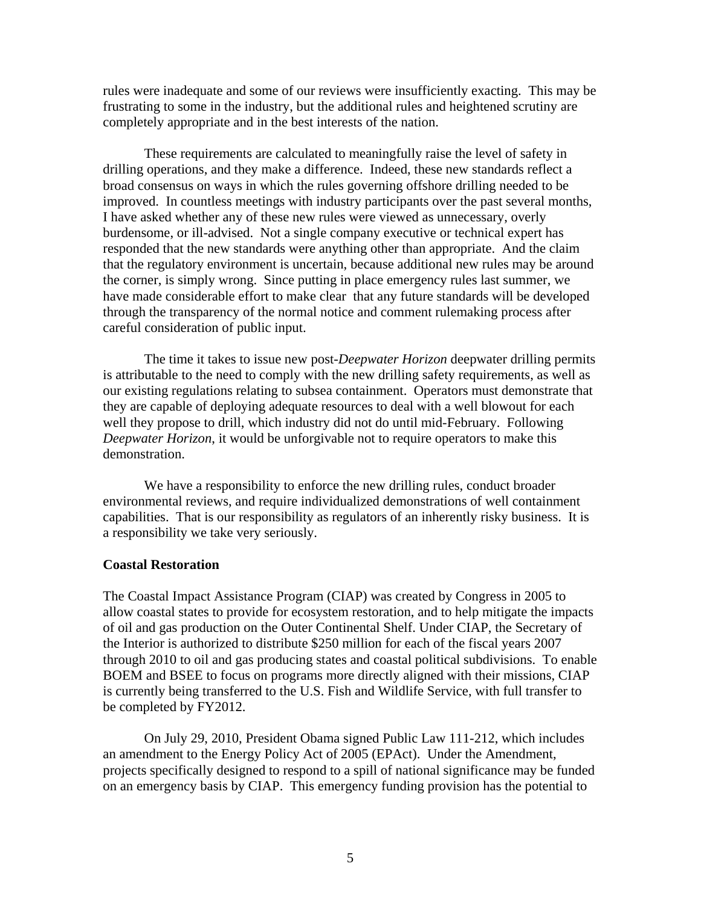rules were inadequate and some of our reviews were insufficiently exacting. This may be frustrating to some in the industry, but the additional rules and heightened scrutiny are completely appropriate and in the best interests of the nation.

These requirements are calculated to meaningfully raise the level of safety in drilling operations, and they make a difference. Indeed, these new standards reflect a broad consensus on ways in which the rules governing offshore drilling needed to be improved. In countless meetings with industry participants over the past several months, I have asked whether any of these new rules were viewed as unnecessary, overly burdensome, or ill-advised. Not a single company executive or technical expert has responded that the new standards were anything other than appropriate. And the claim that the regulatory environment is uncertain, because additional new rules may be around the corner, is simply wrong. Since putting in place emergency rules last summer, we have made considerable effort to make clear that any future standards will be developed through the transparency of the normal notice and comment rulemaking process after careful consideration of public input.

The time it takes to issue new post-*Deepwater Horizon* deepwater drilling permits is attributable to the need to comply with the new drilling safety requirements, as well as our existing regulations relating to subsea containment. Operators must demonstrate that they are capable of deploying adequate resources to deal with a well blowout for each well they propose to drill, which industry did not do until mid-February. Following *Deepwater Horizon*, it would be unforgivable not to require operators to make this demonstration.

We have a responsibility to enforce the new drilling rules, conduct broader environmental reviews, and require individualized demonstrations of well containment capabilities. That is our responsibility as regulators of an inherently risky business. It is a responsibility we take very seriously.

**Coastal Restoration**

The Coastal Impact Assistance Program (CIAP) was created by Congress in 2005 to allow coastal states to provide for ecosystem restoration, and to help mitigate the impacts of oil and gas production on the Outer Continental Shelf. Under CIAP, the Secretary of the Interior is authorized to distribute $250 million for each of the fiscal years 2007 through 2010 to oil and gas producing states and coastal political subdivisions. To enable BOEM and BSEE to focus on programs more directly aligned with their missions, CIAP is currently being transferred to the U.S. Fish and Wildlife Service, with full transfer to be completed by FY2012.

On July 29, 2010, President Obama signed Public Law 111-212, which includes an amendment to the Energy Policy Act of 2005 (EPAct). Under the Amendment, projects specifically designed to respond to a spill of national significance may be funded on an emergency basis by CIAP. This emergency funding provision has the potential to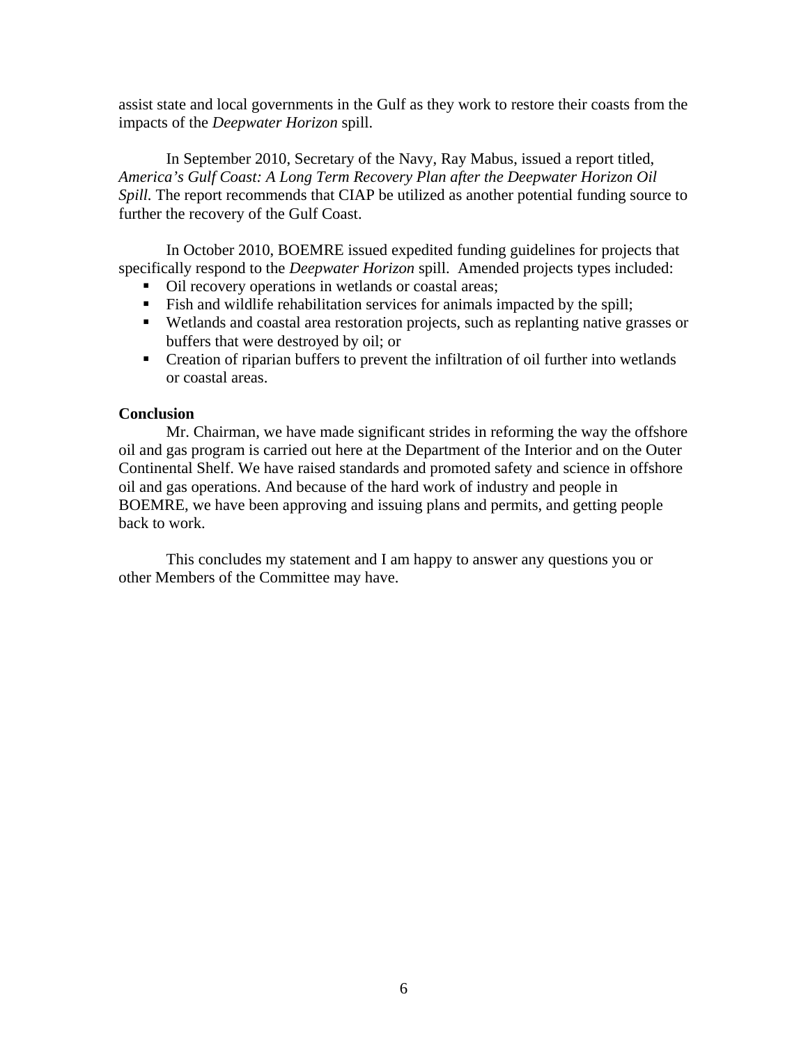assist state and local governments in the Gulf as they work to restore their coasts from the impacts of the *Deepwater Horizon* spill.

In September 2010, Secretary of the Navy, Ray Mabus, issued a report titled, *America's Gulf Coast: A Long Term Recovery Plan after the Deepwater Horizon Oil Spill.* The report recommends that CIAP be utilized as another potential funding source to further the recovery of the Gulf Coast.

In October 2010, BOEMRE issued expedited funding guidelines for projects that specifically respond to the *Deepwater Horizon* spill. Amended projects types included:

- Oil recovery operations in wetlands or coastal areas;
- Fish and wildlife rehabilitation services for animals impacted by the spill;
- Wetlands and coastal area restoration projects, such as replanting native grasses or buffers that were destroyed by oil; or
- Creation of riparian buffers to prevent the infiltration of oil further into wetlands or coastal areas.

**Conclusion**

Mr. Chairman, we have made significant strides in reforming the way the offshore oil and gas program is carried out here at the Department of the Interior and on the Outer Continental Shelf. We have raised standards and promoted safety and science in offshore oil and gas operations. And because of the hard work of industry and people in BOEMRE, we have been approving and issuing plans and permits, and getting people back to work.

This concludes my statement and I am happy to answer any questions you or other Members of the Committee may have.